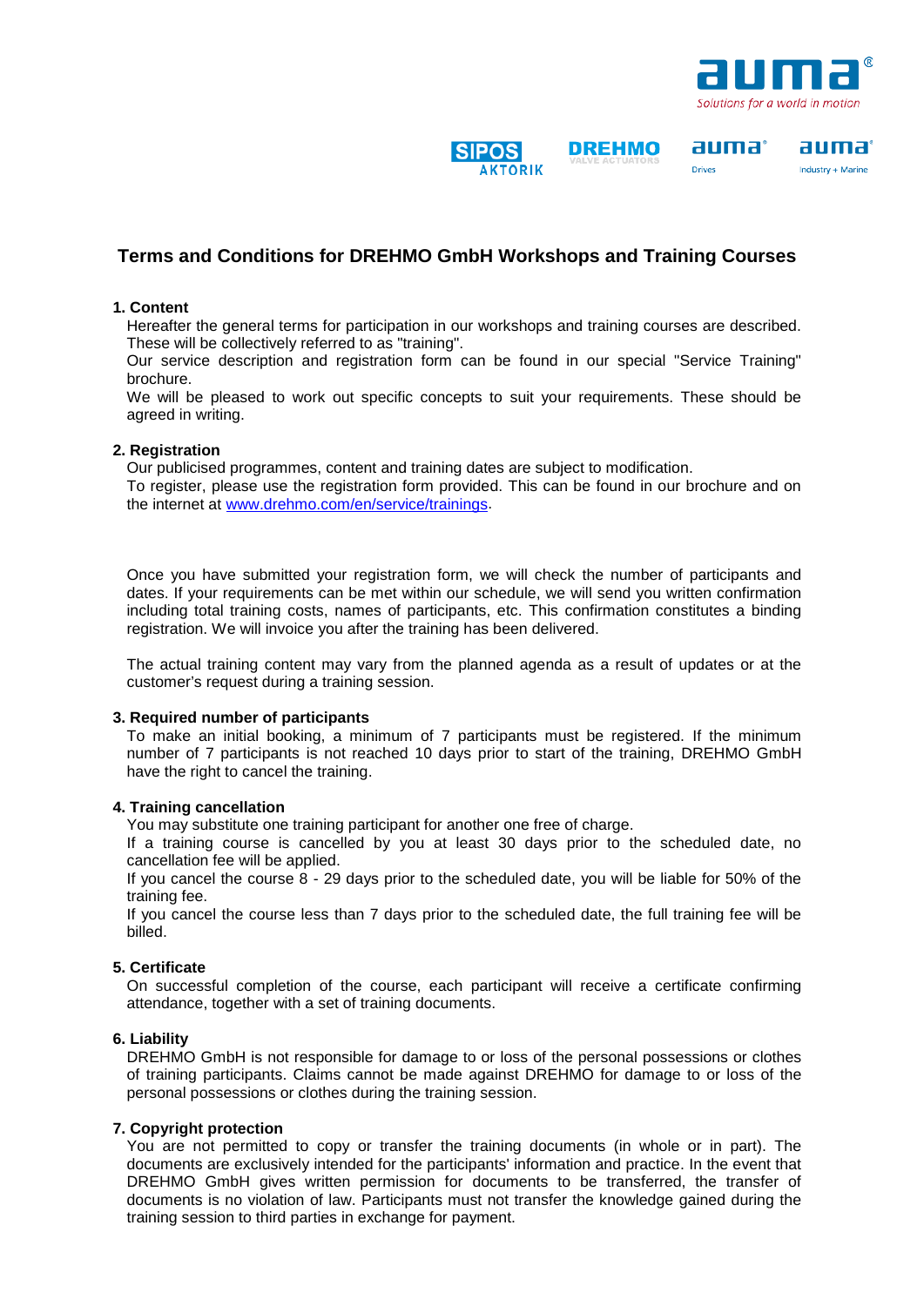# Terms and Conditions for DREHMO GmbH Workshops and Training Courses

## 1. Content

Hereafter the general terms for participation in our workshops and training courses are described. These will be collectively referred to as "training".

Our service description and registration form can be found in our special "Service Training" brochure.

We will be pleased to work out specific concepts to suit your requirements. These should be agreed in writing.

## 2. Registration

Our publicised programmes, content and training dates are subject to modification.

To register, please use the registration form provided. This can be found in our brochure and on the internet at [www.drehmo.com/en/service/trainings](www.drehmo.com/en/service/trainings).

Once you have submitted your registration form, we will check the number of participants and dates. If your requirements can be met within our schedule, we will send you written confirmation including total training costs, names of participants, etc. This confirmation constitutes a binding registration. We will invoice you after the training has been delivered.

The actual training content may vary from the planned agenda as a result of updates or at the customer's request during a training session.

## 3. Required number of participants

To make an initial booking, a minimum of 7 participants must be registered. If the minimum number of 7 participants is not reached 10 days prior to start of the training, DREHMO GmbH have the right to cancel the training.

## 4. Training cancellation

You may substitute one training participant for another one free of charge.

If a training course is cancelled by you at least 30 days prior to the scheduled date, no cancellation fee will be applied.

If you cancel the course 8 - 29 days prior to the scheduled date, you will be liable for 50% of the training fee.

If you cancel the course less than 7 days prior to the scheduled date, the full training fee will be billed.

## 5. Certificate

On successful completion of the course, each participant will receive a certificate confirming attendance, together with a set of training documents.

## 6. Liability

DREHMO GmbH is not responsible for damage to or loss of the personal possessions or clothes of training participants. Claims cannot be made against DREHMO for damage to or loss of the personal possessions or clothes during the training session.

## 7. Copyright protection

You are not permitted to copy or transfer the training documents (in whole or in part). The documents are exclusively intended for the participants' information and practice. In the event that DREHMO GmbH gives written permission for documents to be transferred, the transfer of documents is no violation of law. Participants must not transfer the knowledge gained during the training session to third parties in exchange for payment.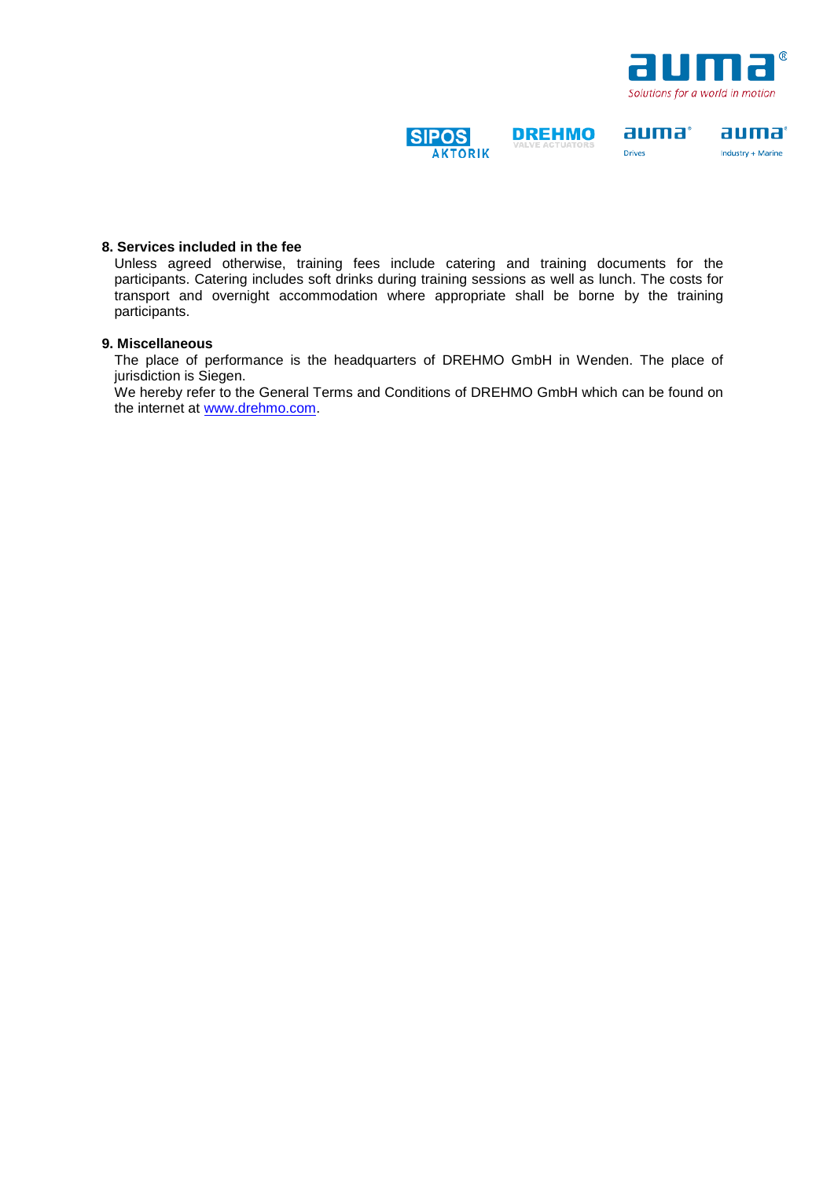**8. Services included in the fee**

Unless agreed otherwise, training fees include catering and training documents for the participants. Catering includes soft drinks during training sessions as well as lunch. The costs for transport and overnight accommodation where appropriate shall be borne by the training participants.

**9. Miscellaneous**

The place of performance is the headquarters of DREHMO GmbH in Wenden. The place of jurisdiction is Siegen.
We hereby refer to the General Terms and Conditions of DREHMO GmbH which can be found on the internet at www.drehmo.com.